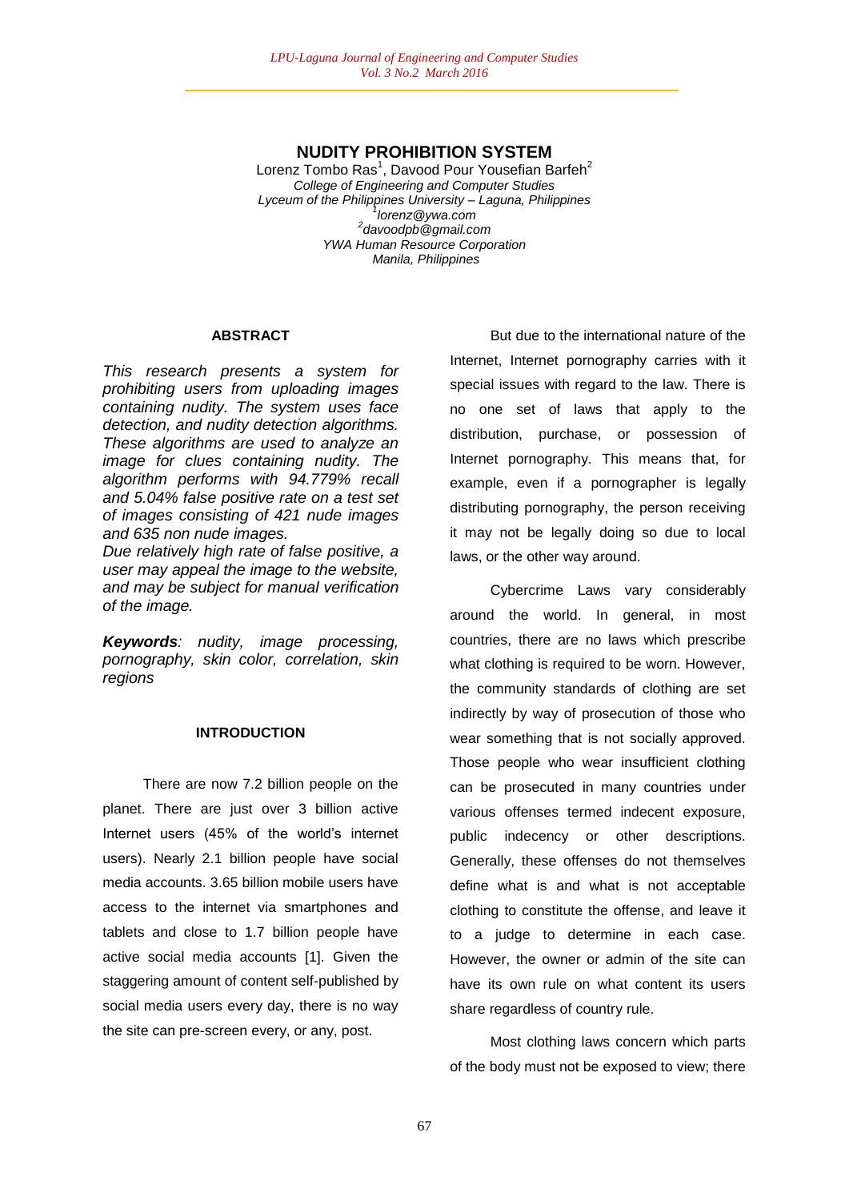# NUDITY PROHIBITION SYSTEM

Lorenz Tombo Ras[1], Davood Pour Yousefian Barfeh[2]
*College of Engineering and Computer Studies*
*Lyceum of the Philippines University – Laguna, Philippines*
[1]*lorenz@ywa.com*
[2]*davoodpb@gmail.com*
*YWA Human Resource Corporation*
*Manila, Philippines*

## ABSTRACT

*This research presents a system for prohibiting users from uploading images containing nudity. The system uses face detection, and nudity detection algorithms. These algorithms are used to analyze an image for clues containing nudity. The algorithm performs with 94.779% recall and 5.04% false positive rate on a test set of images consisting of 421 nude images and 635 non nude images.*
*Due relatively high rate of false positive, a user may appeal the image to the website, and may be subject for manual verification of the image.*

***Keywords**: nudity, image processing, pornography, skin color, correlation, skin regions*

## INTRODUCTION

There are now 7.2 billion people on the planet. There are just over 3 billion active Internet users (45% of the world's internet users). Nearly 2.1 billion people have social media accounts. 3.65 billion mobile users have access to the internet via smartphones and tablets and close to 1.7 billion people have active social media accounts [1]. Given the staggering amount of content self-published by social media users every day, there is no way the site can pre-screen every, or any, post.

But due to the international nature of the Internet, Internet pornography carries with it special issues with regard to the law. There is no one set of laws that apply to the distribution, purchase, or possession of Internet pornography. This means that, for example, even if a pornographer is legally distributing pornography, the person receiving it may not be legally doing so due to local laws, or the other way around.

Cybercrime Laws vary considerably around the world. In general, in most countries, there are no laws which prescribe what clothing is required to be worn. However, the community standards of clothing are set indirectly by way of prosecution of those who wear something that is not socially approved. Those people who wear insufficient clothing can be prosecuted in many countries under various offenses termed indecent exposure, public indecency or other descriptions. Generally, these offenses do not themselves define what is and what is not acceptable clothing to constitute the offense, and leave it to a judge to determine in each case. However, the owner or admin of the site can have its own rule on what content its users share regardless of country rule.

Most clothing laws concern which parts of the body must not be exposed to view; there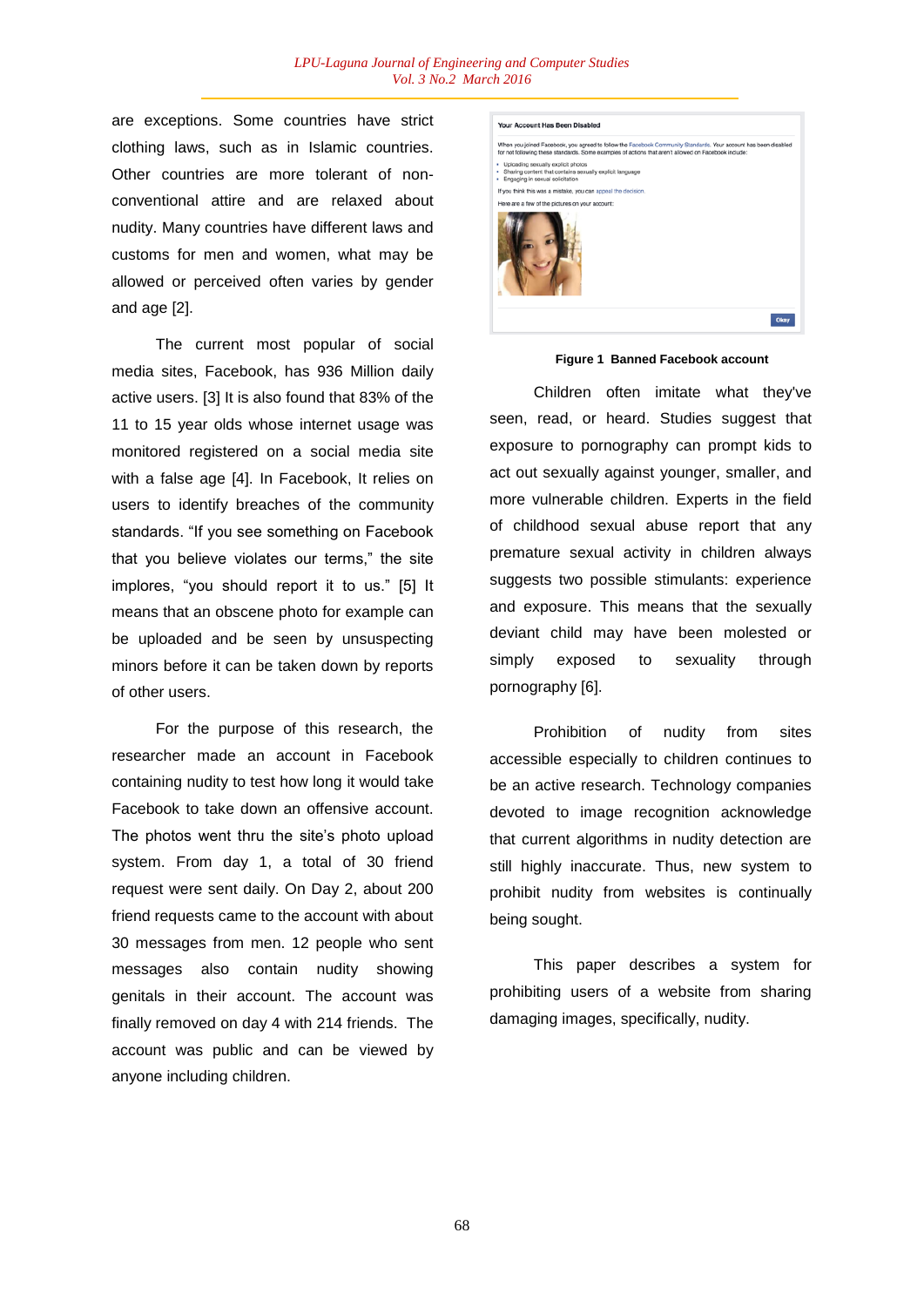are exceptions. Some countries have strict clothing laws, such as in Islamic countries. Other countries are more tolerant of non-conventional attire and are relaxed about nudity. Many countries have different laws and customs for men and women, what may be allowed or perceived often varies by gender and age [2].

The current most popular of social media sites, Facebook, has 936 Million daily active users. [3] It is also found that 83% of the 11 to 15 year olds whose internet usage was monitored registered on a social media site with a false age [4]. In Facebook, It relies on users to identify breaches of the community standards. "If you see something on Facebook that you believe violates our terms," the site implores, "you should report it to us." [5] It means that an obscene photo for example can be uploaded and be seen by unsuspecting minors before it can be taken down by reports of other users.

For the purpose of this research, the researcher made an account in Facebook containing nudity to test how long it would take Facebook to take down an offensive account. The photos went thru the site's photo upload system. From day 1, a total of 30 friend request were sent daily. On Day 2, about 200 friend requests came to the account with about 30 messages from men. 12 people who sent messages also contain nudity showing genitals in their account. The account was finally removed on day 4 with 214 friends. The account was public and can be viewed by anyone including children.

**Figure 1 Banned Facebook account**

Children often imitate what they've seen, read, or heard. Studies suggest that exposure to pornography can prompt kids to act out sexually against younger, smaller, and more vulnerable children. Experts in the field of childhood sexual abuse report that any premature sexual activity in children always suggests two possible stimulants: experience and exposure. This means that the sexually deviant child may have been molested or simply exposed to sexuality through pornography [6].

Prohibition of nudity from sites accessible especially to children continues to be an active research. Technology companies devoted to image recognition acknowledge that current algorithms in nudity detection are still highly inaccurate. Thus, new system to prohibit nudity from websites is continually being sought.

This paper describes a system for prohibiting users of a website from sharing damaging images, specifically, nudity.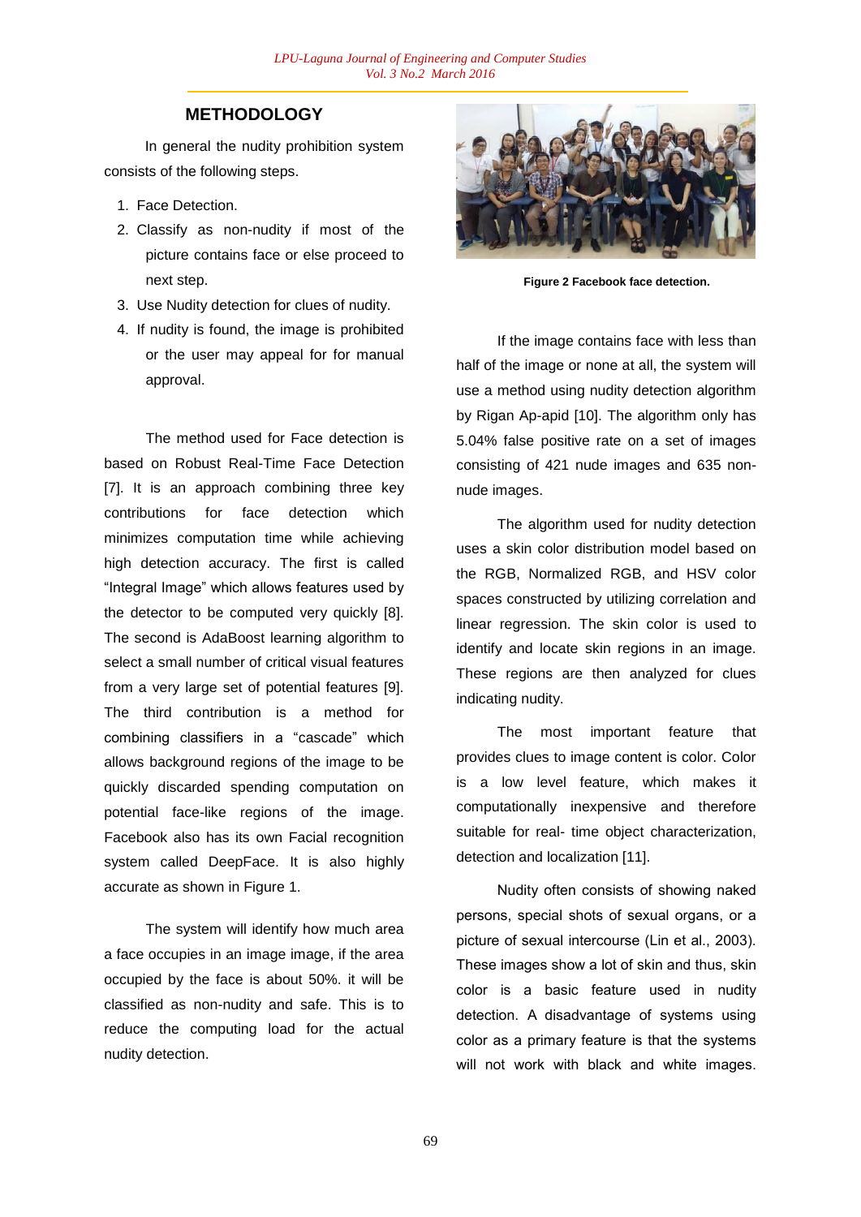## METHODOLOGY

In general the nudity prohibition system consists of the following steps.

1. Face Detection.
2. Classify as non-nudity if most of the picture contains face or else proceed to next step.
3. Use Nudity detection for clues of nudity.
4. If nudity is found, the image is prohibited or the user may appeal for for manual approval.

The method used for Face detection is based on Robust Real-Time Face Detection [7]. It is an approach combining three key contributions for face detection which minimizes computation time while achieving high detection accuracy. The first is called "Integral Image" which allows features used by the detector to be computed very quickly [8]. The second is AdaBoost learning algorithm to select a small number of critical visual features from a very large set of potential features [9]. The third contribution is a method for combining classifiers in a "cascade" which allows background regions of the image to be quickly discarded spending computation on potential face-like regions of the image. Facebook also has its own Facial recognition system called DeepFace. It is also highly accurate as shown in Figure 1.

The system will identify how much area a face occupies in an image image, if the area occupied by the face is about 50%. it will be classified as non-nudity and safe. This is to reduce the computing load for the actual nudity detection.

**Figure 2 Facebook face detection.**

If the image contains face with less than half of the image or none at all, the system will use a method using nudity detection algorithm by Rigan Ap-apid [10]. The algorithm only has 5.04% false positive rate on a set of images consisting of 421 nude images and 635 non-nude images.

The algorithm used for nudity detection uses a skin color distribution model based on the RGB, Normalized RGB, and HSV color spaces constructed by utilizing correlation and linear regression. The skin color is used to identify and locate skin regions in an image. These regions are then analyzed for clues indicating nudity.

The most important feature that provides clues to image content is color. Color is a low level feature, which makes it computationally inexpensive and therefore suitable for real- time object characterization, detection and localization [11].

Nudity often consists of showing naked persons, special shots of sexual organs, or a picture of sexual intercourse (Lin et al., 2003). These images show a lot of skin and thus, skin color is a basic feature used in nudity detection. A disadvantage of systems using color as a primary feature is that the systems will not work with black and white images.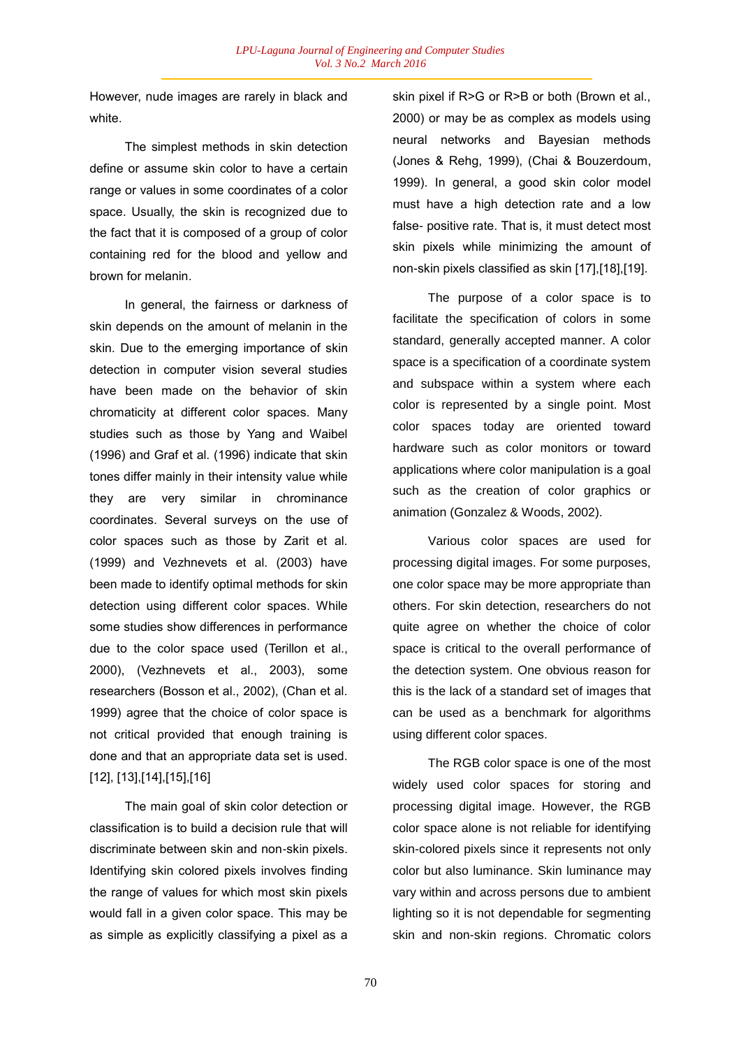However, nude images are rarely in black and white.

The simplest methods in skin detection define or assume skin color to have a certain range or values in some coordinates of a color space. Usually, the skin is recognized due to the fact that it is composed of a group of color containing red for the blood and yellow and brown for melanin.

In general, the fairness or darkness of skin depends on the amount of melanin in the skin. Due to the emerging importance of skin detection in computer vision several studies have been made on the behavior of skin chromaticity at different color spaces. Many studies such as those by Yang and Waibel (1996) and Graf et al. (1996) indicate that skin tones differ mainly in their intensity value while they are very similar in chrominance coordinates. Several surveys on the use of color spaces such as those by Zarit et al. (1999) and Vezhnevets et al. (2003) have been made to identify optimal methods for skin detection using different color spaces. While some studies show differences in performance due to the color space used (Terillon et al., 2000), (Vezhnevets et al., 2003), some researchers (Bosson et al., 2002), (Chan et al. 1999) agree that the choice of color space is not critical provided that enough training is done and that an appropriate data set is used. [12], [13],[14],[15],[16]

The main goal of skin color detection or classification is to build a decision rule that will discriminate between skin and non-skin pixels. Identifying skin colored pixels involves finding the range of values for which most skin pixels would fall in a given color space. This may be as simple as explicitly classifying a pixel as a skin pixel if R>G or R>B or both (Brown et al., 2000) or may be as complex as models using neural networks and Bayesian methods (Jones & Rehg, 1999), (Chai & Bouzerdoum, 1999). In general, a good skin color model must have a high detection rate and a low false- positive rate. That is, it must detect most skin pixels while minimizing the amount of non-skin pixels classified as skin [17],[18],[19].

The purpose of a color space is to facilitate the specification of colors in some standard, generally accepted manner. A color space is a specification of a coordinate system and subspace within a system where each color is represented by a single point. Most color spaces today are oriented toward hardware such as color monitors or toward applications where color manipulation is a goal such as the creation of color graphics or animation (Gonzalez & Woods, 2002).

Various color spaces are used for processing digital images. For some purposes, one color space may be more appropriate than others. For skin detection, researchers do not quite agree on whether the choice of color space is critical to the overall performance of the detection system. One obvious reason for this is the lack of a standard set of images that can be used as a benchmark for algorithms using different color spaces.

The RGB color space is one of the most widely used color spaces for storing and processing digital image. However, the RGB color space alone is not reliable for identifying skin-colored pixels since it represents not only color but also luminance. Skin luminance may vary within and across persons due to ambient lighting so it is not dependable for segmenting skin and non-skin regions. Chromatic colors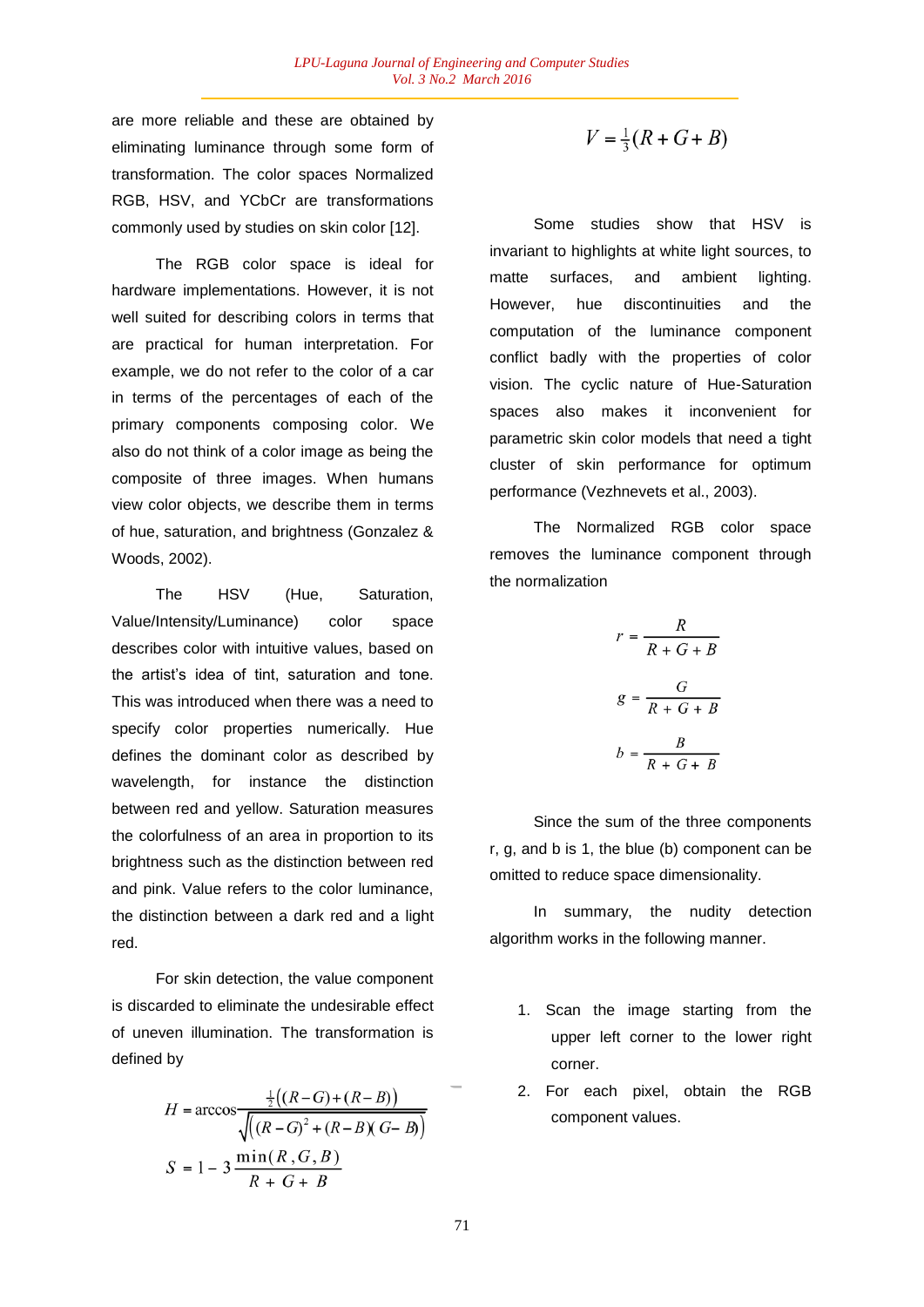are more reliable and these are obtained by eliminating luminance through some form of transformation. The color spaces Normalized RGB, HSV, and YCbCr are transformations commonly used by studies on skin color [12].

The RGB color space is ideal for hardware implementations. However, it is not well suited for describing colors in terms that are practical for human interpretation. For example, we do not refer to the color of a car in terms of the percentages of each of the primary components composing color. We also do not think of a color image as being the composite of three images. When humans view color objects, we describe them in terms of hue, saturation, and brightness (Gonzalez & Woods, 2002).

The HSV (Hue, Saturation, Value/Intensity/Luminance) color space describes color with intuitive values, based on the artist's idea of tint, saturation and tone. This was introduced when there was a need to specify color properties numerically. Hue defines the dominant color as described by wavelength, for instance the distinction between red and yellow. Saturation measures the colorfulness of an area in proportion to its brightness such as the distinction between red and pink. Value refers to the color luminance, the distinction between a dark red and a light red.

For skin detection, the value component is discarded to eliminate the undesirable effect of uneven illumination. The transformation is defined by

$$H = \arccos\frac{\frac{1}{2}\left((R-G)+(R-B)\right)}{\sqrt{\left((R-G)^2+(R-B)(G-B)\right)}}$$

$$S = 1 - 3\frac{\min(R,G,B)}{R+G+B}$$

$$V = \tfrac{1}{3}(R+G+B)$$

Some studies show that HSV is invariant to highlights at white light sources, to matte surfaces, and ambient lighting. However, hue discontinuities and the computation of the luminance component conflict badly with the properties of color vision. The cyclic nature of Hue-Saturation spaces also makes it inconvenient for parametric skin color models that need a tight cluster of skin performance for optimum performance (Vezhnevets et al., 2003).

The Normalized RGB color space removes the luminance component through the normalization

$$r = \frac{R}{R+G+B}$$

$$g = \frac{G}{R+G+B}$$

$$b = \frac{B}{R+G+B}$$

Since the sum of the three components r, g, and b is 1, the blue (b) component can be omitted to reduce space dimensionality.

In summary, the nudity detection algorithm works in the following manner.

1. Scan the image starting from the upper left corner to the lower right corner.
2. For each pixel, obtain the RGB component values.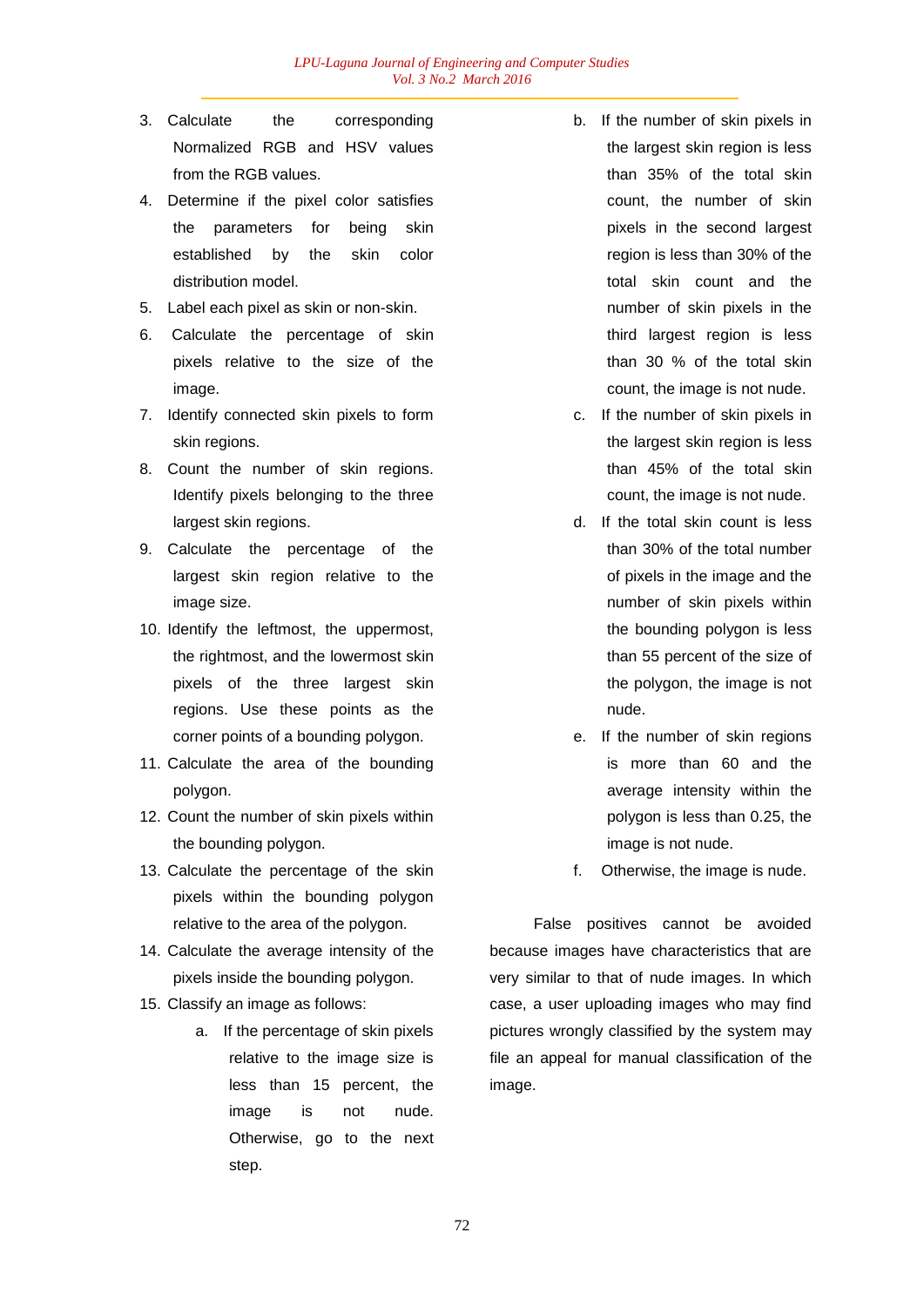3. Calculate the corresponding Normalized RGB and HSV values from the RGB values.
4. Determine if the pixel color satisfies the parameters for being skin established by the skin color distribution model.
5. Label each pixel as skin or non-skin.
6. Calculate the percentage of skin pixels relative to the size of the image.
7. Identify connected skin pixels to form skin regions.
8. Count the number of skin regions. Identify pixels belonging to the three largest skin regions.
9. Calculate the percentage of the largest skin region relative to the image size.
10. Identify the leftmost, the uppermost, the rightmost, and the lowermost skin pixels of the three largest skin regions. Use these points as the corner points of a bounding polygon.
11. Calculate the area of the bounding polygon.
12. Count the number of skin pixels within the bounding polygon.
13. Calculate the percentage of the skin pixels within the bounding polygon relative to the area of the polygon.
14. Calculate the average intensity of the pixels inside the bounding polygon.
15. Classify an image as follows:
    a. If the percentage of skin pixels relative to the image size is less than 15 percent, the image is not nude. Otherwise, go to the next step.
    b. If the number of skin pixels in the largest skin region is less than 35% of the total skin count, the number of skin pixels in the second largest region is less than 30% of the total skin count and the number of skin pixels in the third largest region is less than 30 % of the total skin count, the image is not nude.
    c. If the number of skin pixels in the largest skin region is less than 45% of the total skin count, the image is not nude.
    d. If the total skin count is less than 30% of the total number of pixels in the image and the number of skin pixels within the bounding polygon is less than 55 percent of the size of the polygon, the image is not nude.
    e. If the number of skin regions is more than 60 and the average intensity within the polygon is less than 0.25, the image is not nude.
    f. Otherwise, the image is nude.

False positives cannot be avoided because images have characteristics that are very similar to that of nude images. In which case, a user uploading images who may find pictures wrongly classified by the system may file an appeal for manual classification of the image.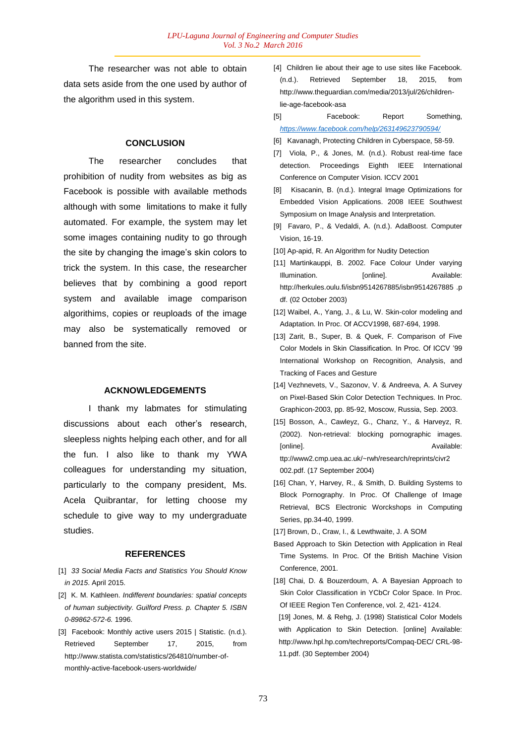The researcher was not able to obtain data sets aside from the one used by author of the algorithm used in this system.

## CONCLUSION

The researcher concludes that prohibition of nudity from websites as big as Facebook is possible with available methods although with some limitations to make it fully automated. For example, the system may let some images containing nudity to go through the site by changing the image's skin colors to trick the system. In this case, the researcher believes that by combining a good report system and available image comparison algorithims, copies or reuploads of the image may also be systematically removed or banned from the site.

## ACKNOWLEDGEMENTS

I thank my labmates for stimulating discussions about each other's research, sleepless nights helping each other, and for all the fun. I also like to thank my YWA colleagues for understanding my situation, particularly to the company president, Ms. Acela Quibrantar, for letting choose my schedule to give way to my undergraduate studies.

## REFERENCES

[1] *33 Social Media Facts and Statistics You Should Know in 2015*. April 2015.

[2] K. M. Kathleen. *Indifferent boundaries: spatial concepts of human subjectivity. Guilford Press. p. Chapter 5. ISBN 0-89862-572-6.* 1996.

[3] Facebook: Monthly active users 2015 | Statistic. (n.d.). Retrieved September 17, 2015, from http://www.statista.com/statistics/264810/number-of-monthly-active-facebook-users-worldwide/

[4] Children lie about their age to use sites like Facebook. (n.d.). Retrieved September 18, 2015, from http://www.theguardian.com/media/2013/jul/26/children-lie-age-facebook-asa

[5] Facebook: Report Something, *https://www.facebook.com/help/263149623790594/*

[6] Kavanagh, Protecting Children in Cyberspace, 58-59.

[7] Viola, P., & Jones, M. (n.d.). Robust real-time face detection. Proceedings Eighth IEEE International Conference on Computer Vision. ICCV 2001

[8] Kisacanin, B. (n.d.). Integral Image Optimizations for Embedded Vision Applications. 2008 IEEE Southwest Symposium on Image Analysis and Interpretation.

[9] Favaro, P., & Vedaldi, A. (n.d.). AdaBoost. Computer Vision, 16-19.

[10] Ap-apid, R. An Algorithm for Nudity Detection

[11] Martinkauppi, B. 2002. Face Colour Under varying Illumination. [online]. Available: http://herkules.oulu.fi/isbn9514267885/isbn9514267885 .pdf. (02 October 2003)

[12] Waibel, A., Yang, J., & Lu, W. Skin-color modeling and Adaptation. In Proc. Of ACCV1998, 687-694, 1998.

[13] Zarit, B., Super, B. & Quek, F. Comparison of Five Color Models in Skin Classification. In Proc. Of ICCV '99 International Workshop on Recognition, Analysis, and Tracking of Faces and Gesture

[14] Vezhnevets, V., Sazonov, V. & Andreeva, A. A Survey on Pixel-Based Skin Color Detection Techniques. In Proc. Graphicon-2003, pp. 85-92, Moscow, Russia, Sep. 2003.

[15] Bosson, A., Cawleyz, G., Chanz, Y., & Harveyz, R. (2002). Non-retrieval: blocking pornographic images. [online]. Available: ttp://www2.cmp.uea.ac.uk/~rwh/research/reprints/civr2002.pdf. (17 September 2004)

[16] Chan, Y, Harvey, R., & Smith, D. Building Systems to Block Pornography. In Proc. Of Challenge of Image Retrieval, BCS Electronic Workshops in Computing Series, pp.34-40, 1999.

[17] Brown, D., Craw, I., & Lewthwaite, J. A SOM Based Approach to Skin Detection with Application in Real Time Systems. In Proc. Of the British Machine Vision Conference, 2001.

[18] Chai, D. & Bouzerdoum, A. A Bayesian Approach to Skin Color Classification in YCbCr Color Space. In Proc. Of IEEE Region Ten Conference, vol. 2, 421- 4124.

[19] Jones, M. & Rehg, J. (1998) Statistical Color Models with Application to Skin Detection. [online] Available: http://www.hpl.hp.com/techreports/Compaq-DEC/ CRL-98-11.pdf. (30 September 2004)